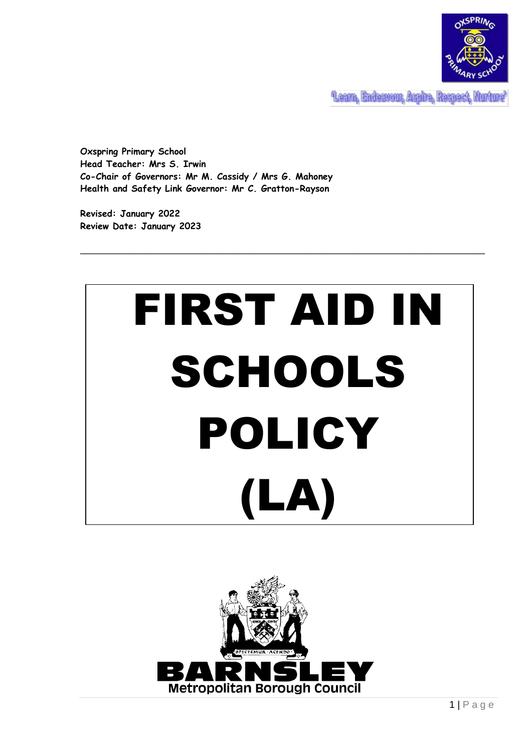'Learn, Endeavour, Aspire, Respect, Nurture'

**Oxspring Primary School**
**Head Teacher: Mrs S. Irwin**
**Co-Chair of Governors: Mr M. Cassidy / Mrs G. Mahoney**
**Health and Safety Link Governor: Mr C. Gratton-Rayson**

**Revised: January 2022**
**Review Date: January 2023**

---

# FIRST AID IN SCHOOLS POLICY (LA)

BARNSLEY
Metropolitan Borough Council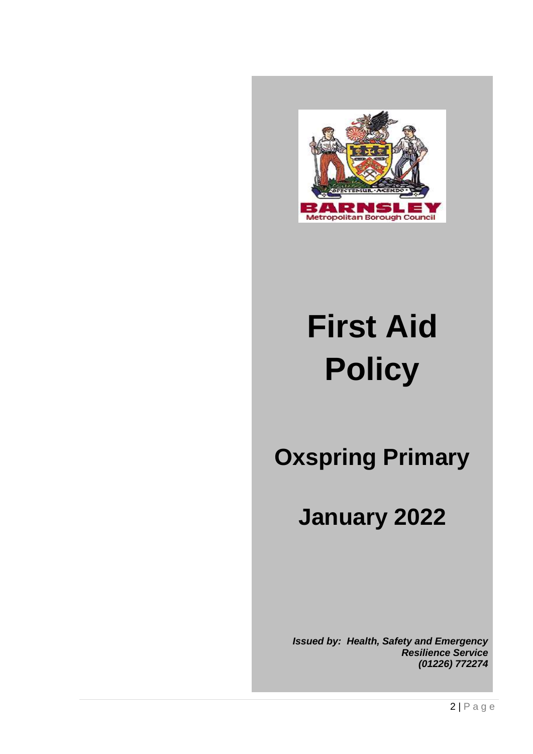# First Aid Policy

## Oxspring Primary

## January 2022

***Issued by: Health, Safety and Emergency Resilience Service (01226) 772274***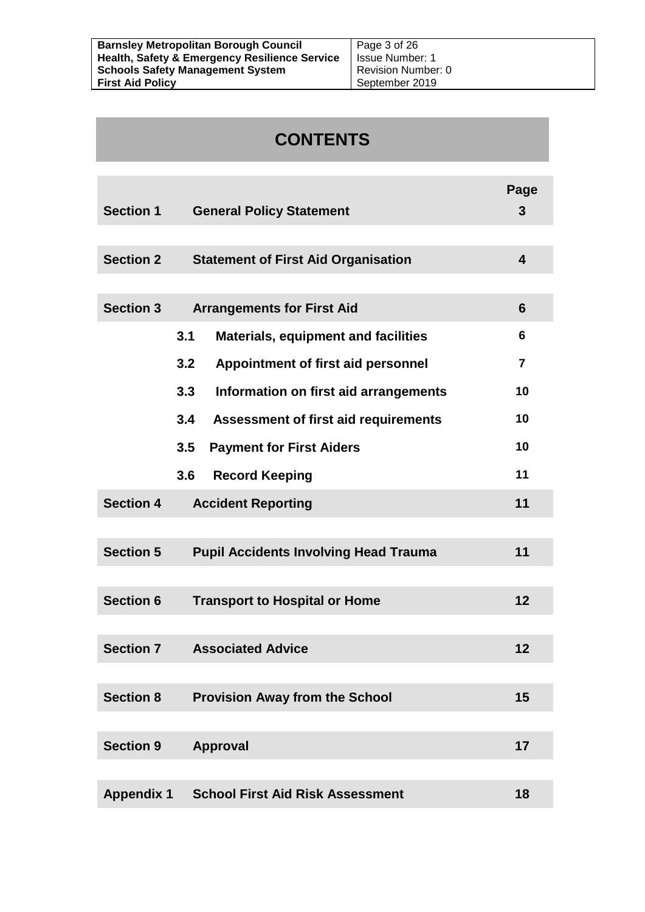# CONTENTS

| | | Page |
|---|---|---|
| **Section 1** | **General Policy Statement** | **3** |
| **Section 2** | **Statement of First Aid Organisation** | **4** |
| **Section 3** | **Arrangements for First Aid** | **6** |
| | **3.1 Materials, equipment and facilities** | **6** |
| | **3.2 Appointment of first aid personnel** | **7** |
| | **3.3 Information on first aid arrangements** | **10** |
| | **3.4 Assessment of first aid requirements** | **10** |
| | **3.5 Payment for First Aiders** | **10** |
| | **3.6 Record Keeping** | **11** |
| **Section 4** | **Accident Reporting** | **11** |
| **Section 5** | **Pupil Accidents Involving Head Trauma** | **11** |
| **Section 6** | **Transport to Hospital or Home** | **12** |
| **Section 7** | **Associated Advice** | **12** |
| **Section 8** | **Provision Away from the School** | **15** |
| **Section 9** | **Approval** | **17** |
| **Appendix 1** | **School First Aid Risk Assessment** | **18** |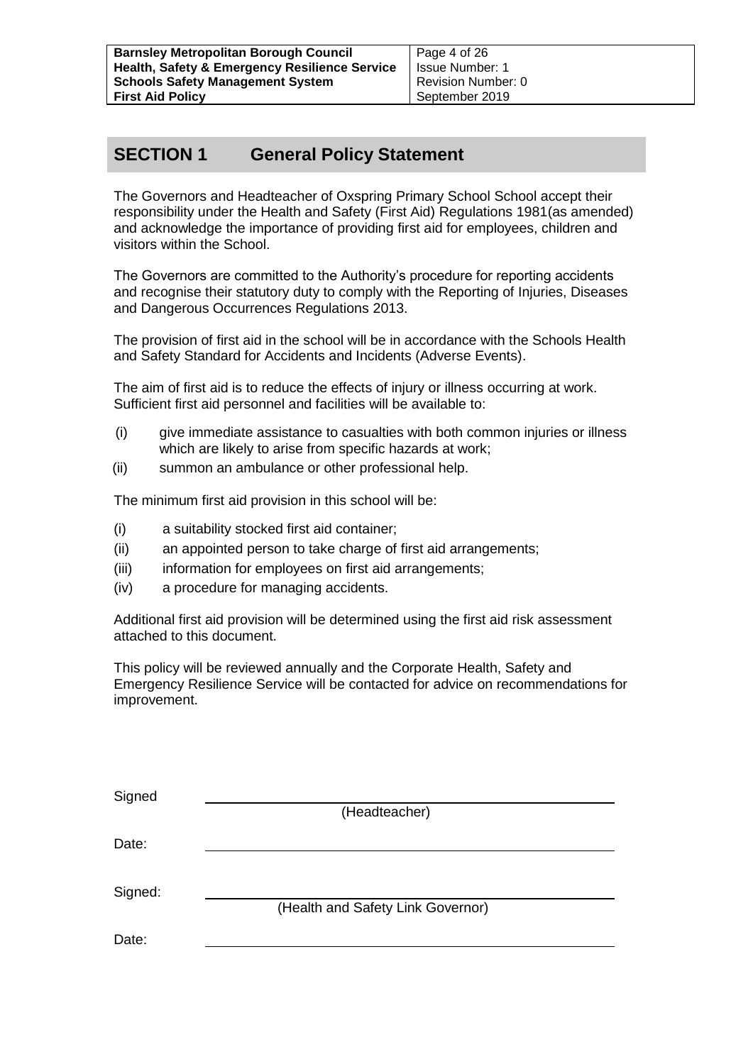## SECTION 1 General Policy Statement

The Governors and Headteacher of Oxspring Primary School School accept their responsibility under the Health and Safety (First Aid) Regulations 1981(as amended) and acknowledge the importance of providing first aid for employees, children and visitors within the School.

The Governors are committed to the Authority's procedure for reporting accidents and recognise their statutory duty to comply with the Reporting of Injuries, Diseases and Dangerous Occurrences Regulations 2013.

The provision of first aid in the school will be in accordance with the Schools Health and Safety Standard for Accidents and Incidents (Adverse Events).

The aim of first aid is to reduce the effects of injury or illness occurring at work. Sufficient first aid personnel and facilities will be available to:

(i) give immediate assistance to casualties with both common injuries or illness which are likely to arise from specific hazards at work;

(ii) summon an ambulance or other professional help.

The minimum first aid provision in this school will be:

(i) a suitability stocked first aid container;

(ii) an appointed person to take charge of first aid arrangements;

(iii) information for employees on first aid arrangements;

(iv) a procedure for managing accidents.

Additional first aid provision will be determined using the first aid risk assessment attached to this document.

This policy will be reviewed annually and the Corporate Health, Safety and Emergency Resilience Service will be contacted for advice on recommendations for improvement.

Signed ______________________________
(Headteacher)

Date: ______________________________

Signed: ______________________________
(Health and Safety Link Governor)

Date: ______________________________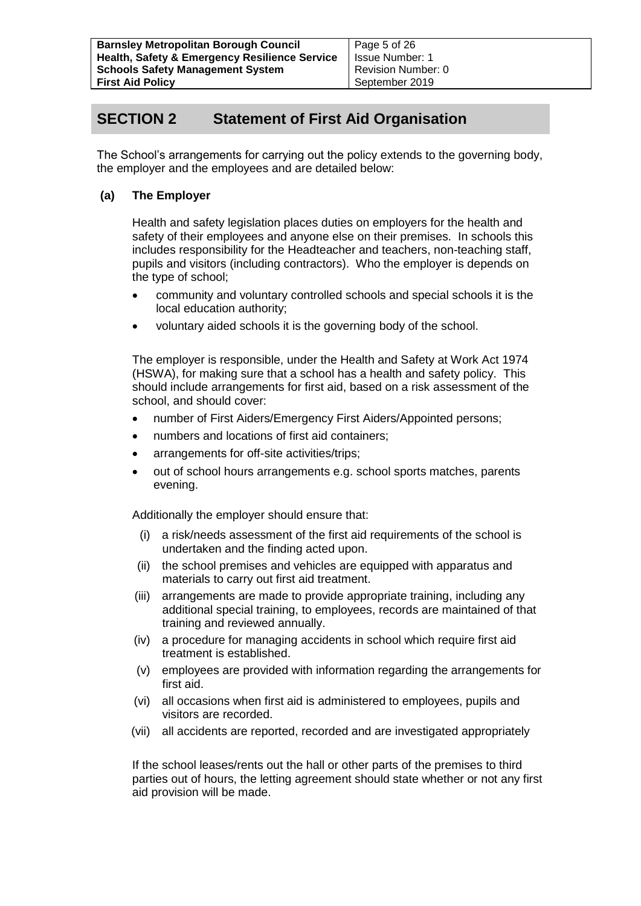## SECTION 2 Statement of First Aid Organisation

The School's arrangements for carrying out the policy extends to the governing body, the employer and the employees and are detailed below:

**(a) The Employer**

Health and safety legislation places duties on employers for the health and safety of their employees and anyone else on their premises. In schools this includes responsibility for the Headteacher and teachers, non-teaching staff, pupils and visitors (including contractors). Who the employer is depends on the type of school;

- community and voluntary controlled schools and special schools it is the local education authority;
- voluntary aided schools it is the governing body of the school.

The employer is responsible, under the Health and Safety at Work Act 1974 (HSWA), for making sure that a school has a health and safety policy. This should include arrangements for first aid, based on a risk assessment of the school, and should cover:

- number of First Aiders/Emergency First Aiders/Appointed persons;
- numbers and locations of first aid containers;
- arrangements for off-site activities/trips;
- out of school hours arrangements e.g. school sports matches, parents evening.

Additionally the employer should ensure that:

(i) a risk/needs assessment of the first aid requirements of the school is undertaken and the finding acted upon.

(ii) the school premises and vehicles are equipped with apparatus and materials to carry out first aid treatment.

(iii) arrangements are made to provide appropriate training, including any additional special training, to employees, records are maintained of that training and reviewed annually.

(iv) a procedure for managing accidents in school which require first aid treatment is established.

(v) employees are provided with information regarding the arrangements for first aid.

(vi) all occasions when first aid is administered to employees, pupils and visitors are recorded.

(vii) all accidents are reported, recorded and are investigated appropriately

If the school leases/rents out the hall or other parts of the premises to third parties out of hours, the letting agreement should state whether or not any first aid provision will be made.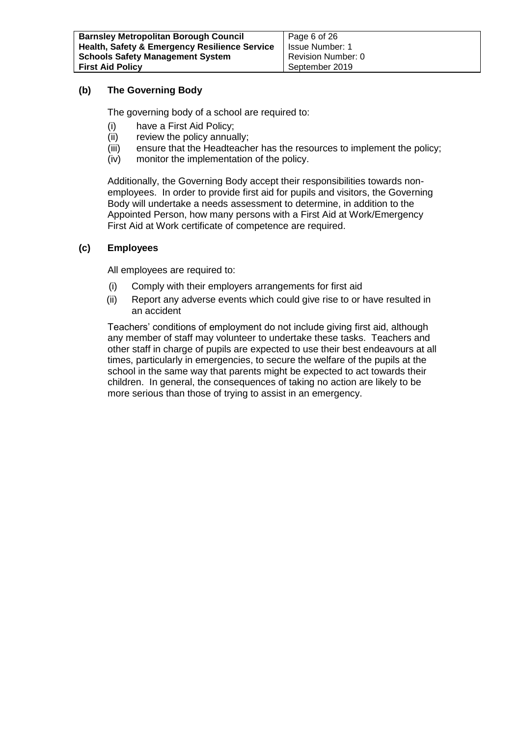### (b) The Governing Body

The governing body of a school are required to:

(i) have a First Aid Policy;
(ii) review the policy annually;
(iii) ensure that the Headteacher has the resources to implement the policy;
(iv) monitor the implementation of the policy.

Additionally, the Governing Body accept their responsibilities towards non-employees. In order to provide first aid for pupils and visitors, the Governing Body will undertake a needs assessment to determine, in addition to the Appointed Person, how many persons with a First Aid at Work/Emergency First Aid at Work certificate of competence are required.

### (c) Employees

All employees are required to:

(i) Comply with their employers arrangements for first aid
(ii) Report any adverse events which could give rise to or have resulted in an accident

Teachers' conditions of employment do not include giving first aid, although any member of staff may volunteer to undertake these tasks. Teachers and other staff in charge of pupils are expected to use their best endeavours at all times, particularly in emergencies, to secure the welfare of the pupils at the school in the same way that parents might be expected to act towards their children. In general, the consequences of taking no action are likely to be more serious than those of trying to assist in an emergency.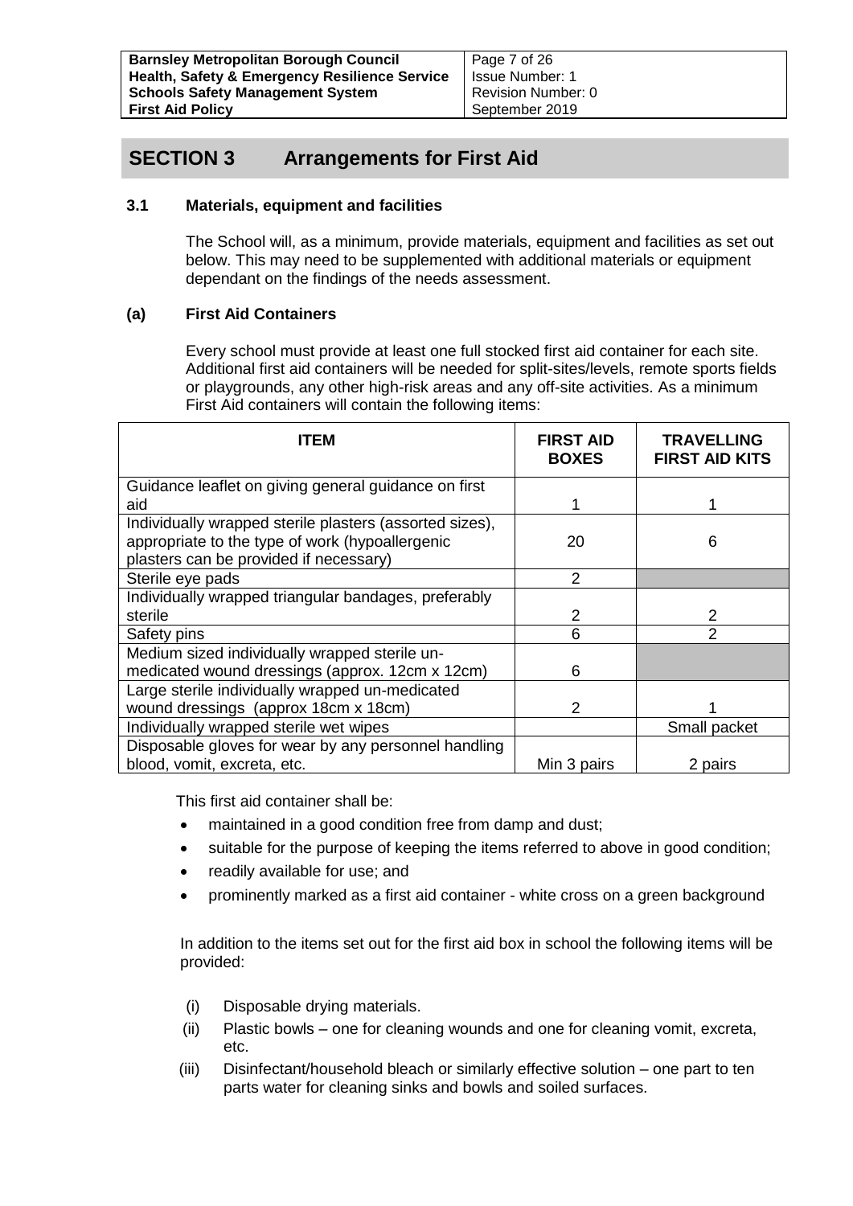## SECTION 3 Arrangements for First Aid

### 3.1 Materials, equipment and facilities

The School will, as a minimum, provide materials, equipment and facilities as set out below. This may need to be supplemented with additional materials or equipment dependant on the findings of the needs assessment.

### (a) First Aid Containers

Every school must provide at least one full stocked first aid container for each site. Additional first aid containers will be needed for split-sites/levels, remote sports fields or playgrounds, any other high-risk areas and any off-site activities. As a minimum First Aid containers will contain the following items:

| ITEM | FIRST AID BOXES | TRAVELLING FIRST AID KITS |
|---|---|---|
| Guidance leaflet on giving general guidance on first aid | 1 | 1 |
| Individually wrapped sterile plasters (assorted sizes), appropriate to the type of work (hypoallergenic plasters can be provided if necessary) | 20 | 6 |
| Sterile eye pads | 2 | |
| Individually wrapped triangular bandages, preferably sterile | 2 | 2 |
| Safety pins | 6 | 2 |
| Medium sized individually wrapped sterile un-medicated wound dressings (approx. 12cm x 12cm) | 6 | |
| Large sterile individually wrapped un-medicated wound dressings (approx 18cm x 18cm) | 2 | 1 |
| Individually wrapped sterile wet wipes | | Small packet |
| Disposable gloves for wear by any personnel handling blood, vomit, excreta, etc. | Min 3 pairs | 2 pairs |

This first aid container shall be:

- maintained in a good condition free from damp and dust;
- suitable for the purpose of keeping the items referred to above in good condition;
- readily available for use; and
- prominently marked as a first aid container - white cross on a green background

In addition to the items set out for the first aid box in school the following items will be provided:

(i) Disposable drying materials.

(ii) Plastic bowls – one for cleaning wounds and one for cleaning vomit, excreta, etc.

(iii) Disinfectant/household bleach or similarly effective solution – one part to ten parts water for cleaning sinks and bowls and soiled surfaces.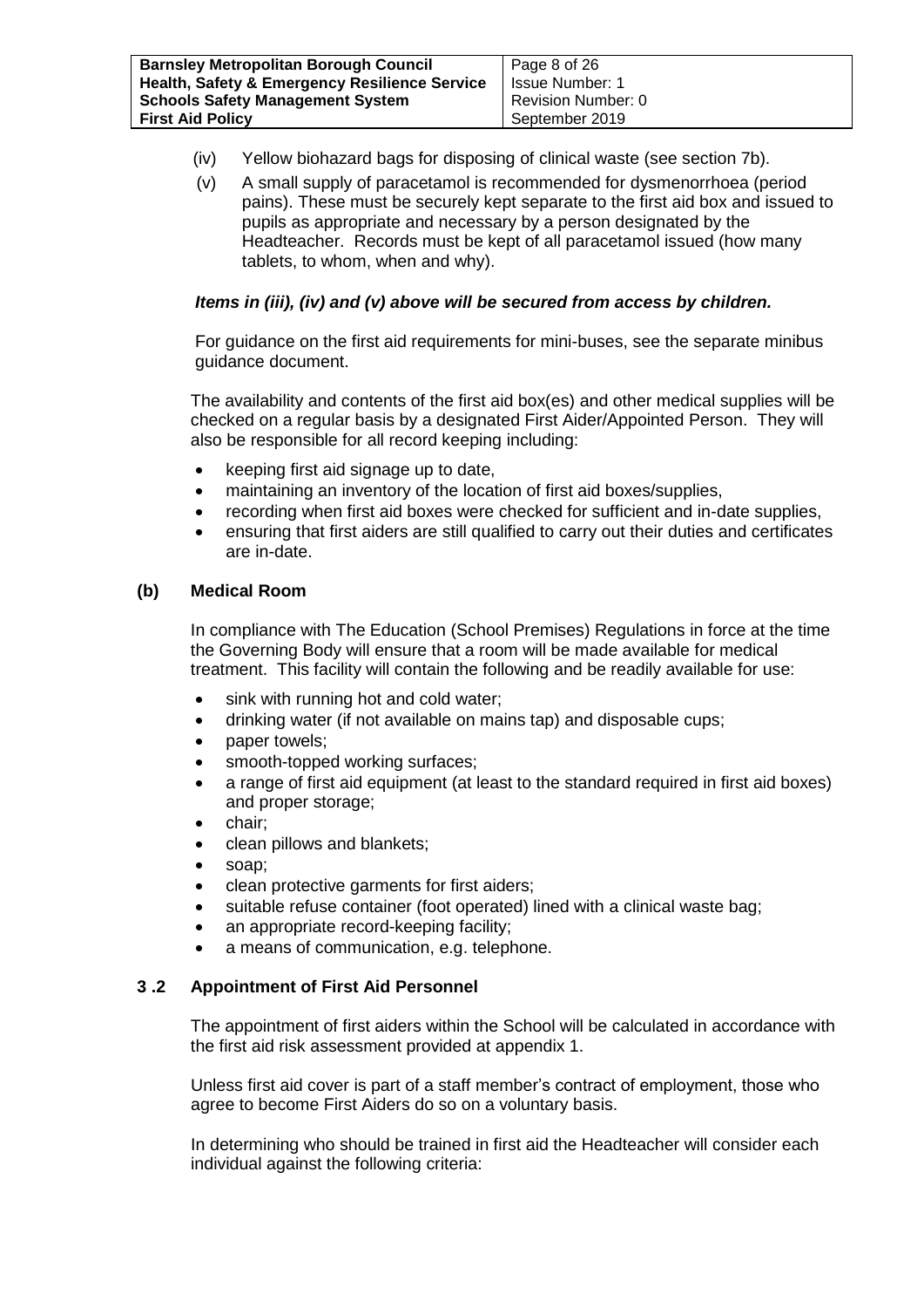(iv) Yellow biohazard bags for disposing of clinical waste (see section 7b).

(v) A small supply of paracetamol is recommended for dysmenorrhoea (period pains). These must be securely kept separate to the first aid box and issued to pupils as appropriate and necessary by a person designated by the Headteacher. Records must be kept of all paracetamol issued (how many tablets, to whom, when and why).

***Items in (iii), (iv) and (v) above will be secured from access by children.***

For guidance on the first aid requirements for mini-buses, see the separate minibus guidance document.

The availability and contents of the first aid box(es) and other medical supplies will be checked on a regular basis by a designated First Aider/Appointed Person. They will also be responsible for all record keeping including:

- keeping first aid signage up to date,
- maintaining an inventory of the location of first aid boxes/supplies,
- recording when first aid boxes were checked for sufficient and in-date supplies,
- ensuring that first aiders are still qualified to carry out their duties and certificates are in-date.

**(b) Medical Room**

In compliance with The Education (School Premises) Regulations in force at the time the Governing Body will ensure that a room will be made available for medical treatment. This facility will contain the following and be readily available for use:

- sink with running hot and cold water;
- drinking water (if not available on mains tap) and disposable cups;
- paper towels;
- smooth-topped working surfaces;
- a range of first aid equipment (at least to the standard required in first aid boxes) and proper storage;
- chair;
- clean pillows and blankets;
- soap;
- clean protective garments for first aiders;
- suitable refuse container (foot operated) lined with a clinical waste bag;
- an appropriate record-keeping facility;
- a means of communication, e.g. telephone.

## 3 .2 Appointment of First Aid Personnel

The appointment of first aiders within the School will be calculated in accordance with the first aid risk assessment provided at appendix 1.

Unless first aid cover is part of a staff member's contract of employment, those who agree to become First Aiders do so on a voluntary basis.

In determining who should be trained in first aid the Headteacher will consider each individual against the following criteria: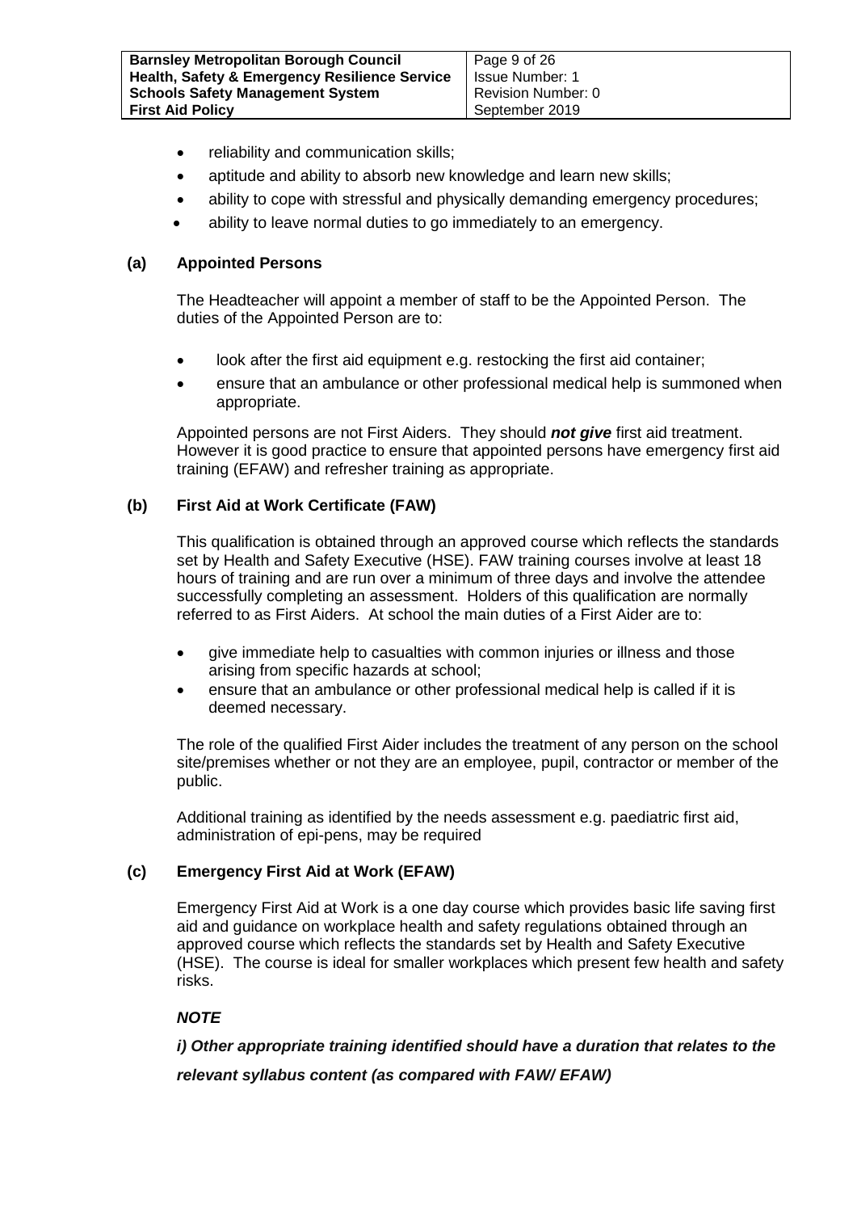- reliability and communication skills;
- aptitude and ability to absorb new knowledge and learn new skills;
- ability to cope with stressful and physically demanding emergency procedures;
- ability to leave normal duties to go immediately to an emergency.

### (a) Appointed Persons

The Headteacher will appoint a member of staff to be the Appointed Person. The duties of the Appointed Person are to:

- look after the first aid equipment e.g. restocking the first aid container;
- ensure that an ambulance or other professional medical help is summoned when appropriate.

Appointed persons are not First Aiders. They should ***not give*** first aid treatment. However it is good practice to ensure that appointed persons have emergency first aid training (EFAW) and refresher training as appropriate.

### (b) First Aid at Work Certificate (FAW)

This qualification is obtained through an approved course which reflects the standards set by Health and Safety Executive (HSE). FAW training courses involve at least 18 hours of training and are run over a minimum of three days and involve the attendee successfully completing an assessment. Holders of this qualification are normally referred to as First Aiders. At school the main duties of a First Aider are to:

- give immediate help to casualties with common injuries or illness and those arising from specific hazards at school;
- ensure that an ambulance or other professional medical help is called if it is deemed necessary.

The role of the qualified First Aider includes the treatment of any person on the school site/premises whether or not they are an employee, pupil, contractor or member of the public.

Additional training as identified by the needs assessment e.g. paediatric first aid, administration of epi-pens, may be required

### (c) Emergency First Aid at Work (EFAW)

Emergency First Aid at Work is a one day course which provides basic life saving first aid and guidance on workplace health and safety regulations obtained through an approved course which reflects the standards set by Health and Safety Executive (HSE). The course is ideal for smaller workplaces which present few health and safety risks.

***NOTE***

***i) Other appropriate training identified should have a duration that relates to the relevant syllabus content (as compared with FAW/ EFAW)***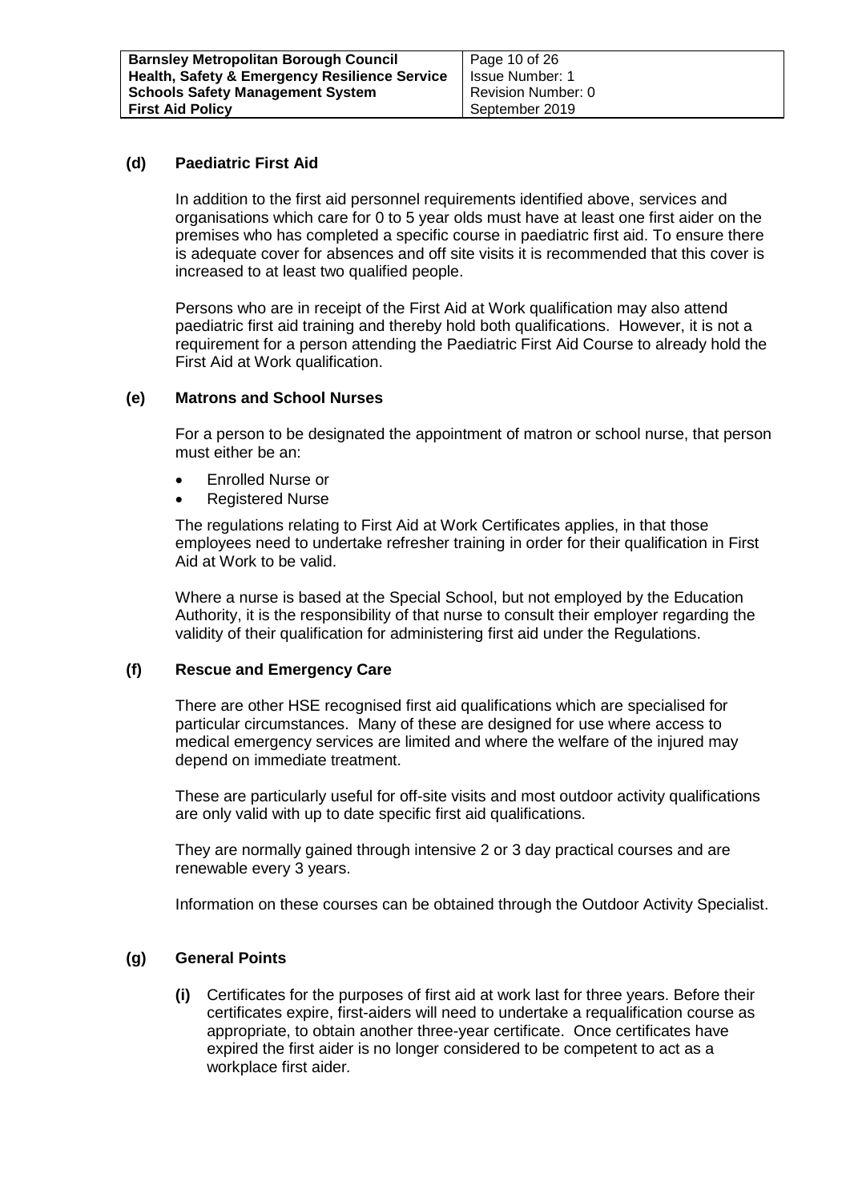### (d) Paediatric First Aid

In addition to the first aid personnel requirements identified above, services and organisations which care for 0 to 5 year olds must have at least one first aider on the premises who has completed a specific course in paediatric first aid. To ensure there is adequate cover for absences and off site visits it is recommended that this cover is increased to at least two qualified people.

Persons who are in receipt of the First Aid at Work qualification may also attend paediatric first aid training and thereby hold both qualifications. However, it is not a requirement for a person attending the Paediatric First Aid Course to already hold the First Aid at Work qualification.

### (e) Matrons and School Nurses

For a person to be designated the appointment of matron or school nurse, that person must either be an:

- Enrolled Nurse or
- Registered Nurse

The regulations relating to First Aid at Work Certificates applies, in that those employees need to undertake refresher training in order for their qualification in First Aid at Work to be valid.

Where a nurse is based at the Special School, but not employed by the Education Authority, it is the responsibility of that nurse to consult their employer regarding the validity of their qualification for administering first aid under the Regulations.

### (f) Rescue and Emergency Care

There are other HSE recognised first aid qualifications which are specialised for particular circumstances. Many of these are designed for use where access to medical emergency services are limited and where the welfare of the injured may depend on immediate treatment.

These are particularly useful for off-site visits and most outdoor activity qualifications are only valid with up to date specific first aid qualifications.

They are normally gained through intensive 2 or 3 day practical courses and are renewable every 3 years.

Information on these courses can be obtained through the Outdoor Activity Specialist.

### (g) General Points

**(i)** Certificates for the purposes of first aid at work last for three years. Before their certificates expire, first-aiders will need to undertake a requalification course as appropriate, to obtain another three-year certificate. Once certificates have expired the first aider is no longer considered to be competent to act as a workplace first aider.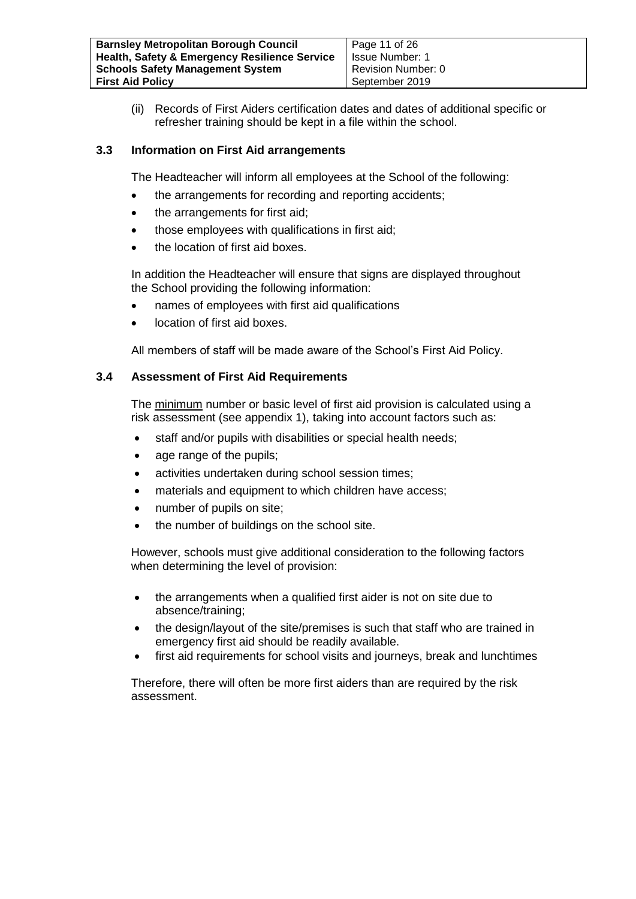(ii) Records of First Aiders certification dates and dates of additional specific or refresher training should be kept in a file within the school.

### 3.3 Information on First Aid arrangements

The Headteacher will inform all employees at the School of the following:

- the arrangements for recording and reporting accidents;
- the arrangements for first aid;
- those employees with qualifications in first aid;
- the location of first aid boxes.

In addition the Headteacher will ensure that signs are displayed throughout the School providing the following information:

- names of employees with first aid qualifications
- location of first aid boxes.

All members of staff will be made aware of the School's First Aid Policy.

### 3.4 Assessment of First Aid Requirements

The minimum number or basic level of first aid provision is calculated using a risk assessment (see appendix 1), taking into account factors such as:

- staff and/or pupils with disabilities or special health needs;
- age range of the pupils;
- activities undertaken during school session times;
- materials and equipment to which children have access;
- number of pupils on site;
- the number of buildings on the school site.

However, schools must give additional consideration to the following factors when determining the level of provision:

- the arrangements when a qualified first aider is not on site due to absence/training;
- the design/layout of the site/premises is such that staff who are trained in emergency first aid should be readily available.
- first aid requirements for school visits and journeys, break and lunchtimes

Therefore, there will often be more first aiders than are required by the risk assessment.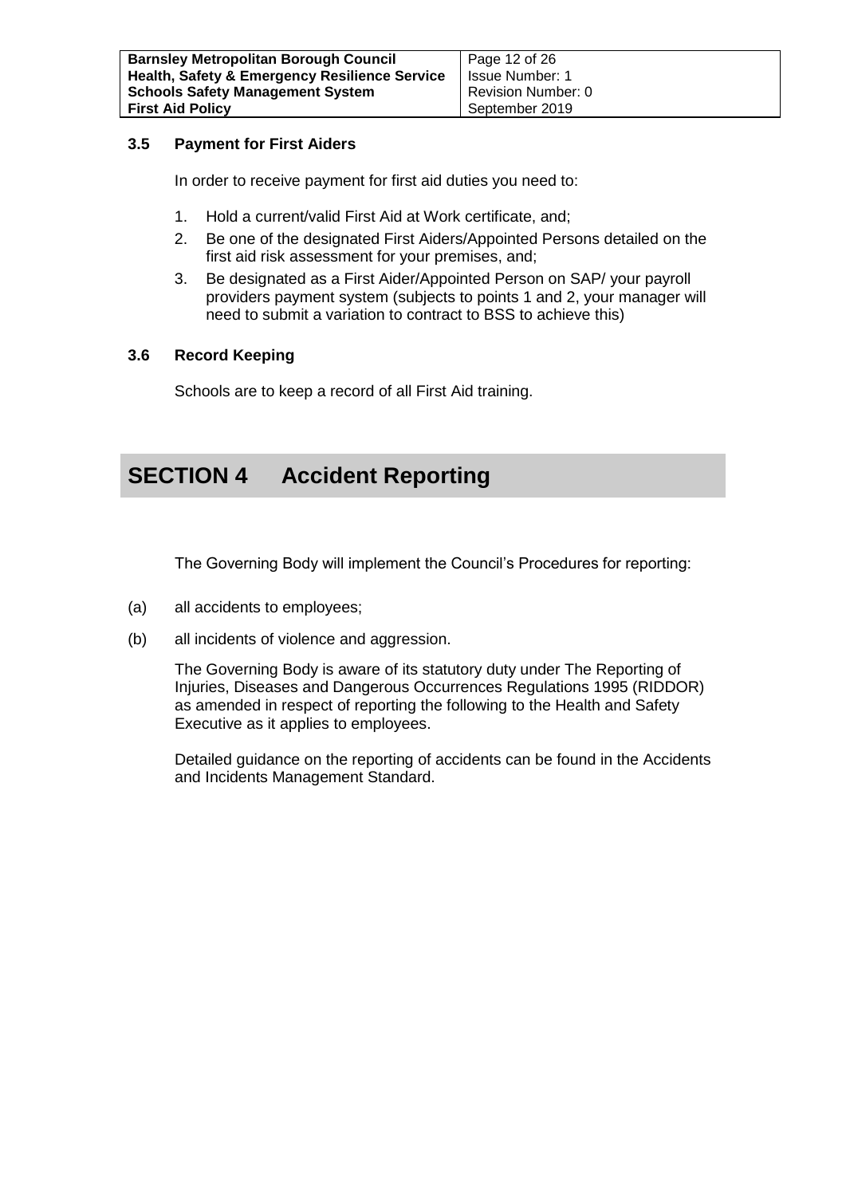### 3.5 Payment for First Aiders

In order to receive payment for first aid duties you need to:

1. Hold a current/valid First Aid at Work certificate, and;
2. Be one of the designated First Aiders/Appointed Persons detailed on the first aid risk assessment for your premises, and;
3. Be designated as a First Aider/Appointed Person on SAP/ your payroll providers payment system (subjects to points 1 and 2, your manager will need to submit a variation to contract to BSS to achieve this)

### 3.6 Record Keeping

Schools are to keep a record of all First Aid training.

## SECTION 4 Accident Reporting

The Governing Body will implement the Council's Procedures for reporting:

(a) all accidents to employees;

(b) all incidents of violence and aggression.

The Governing Body is aware of its statutory duty under The Reporting of Injuries, Diseases and Dangerous Occurrences Regulations 1995 (RIDDOR) as amended in respect of reporting the following to the Health and Safety Executive as it applies to employees.

Detailed guidance on the reporting of accidents can be found in the Accidents and Incidents Management Standard.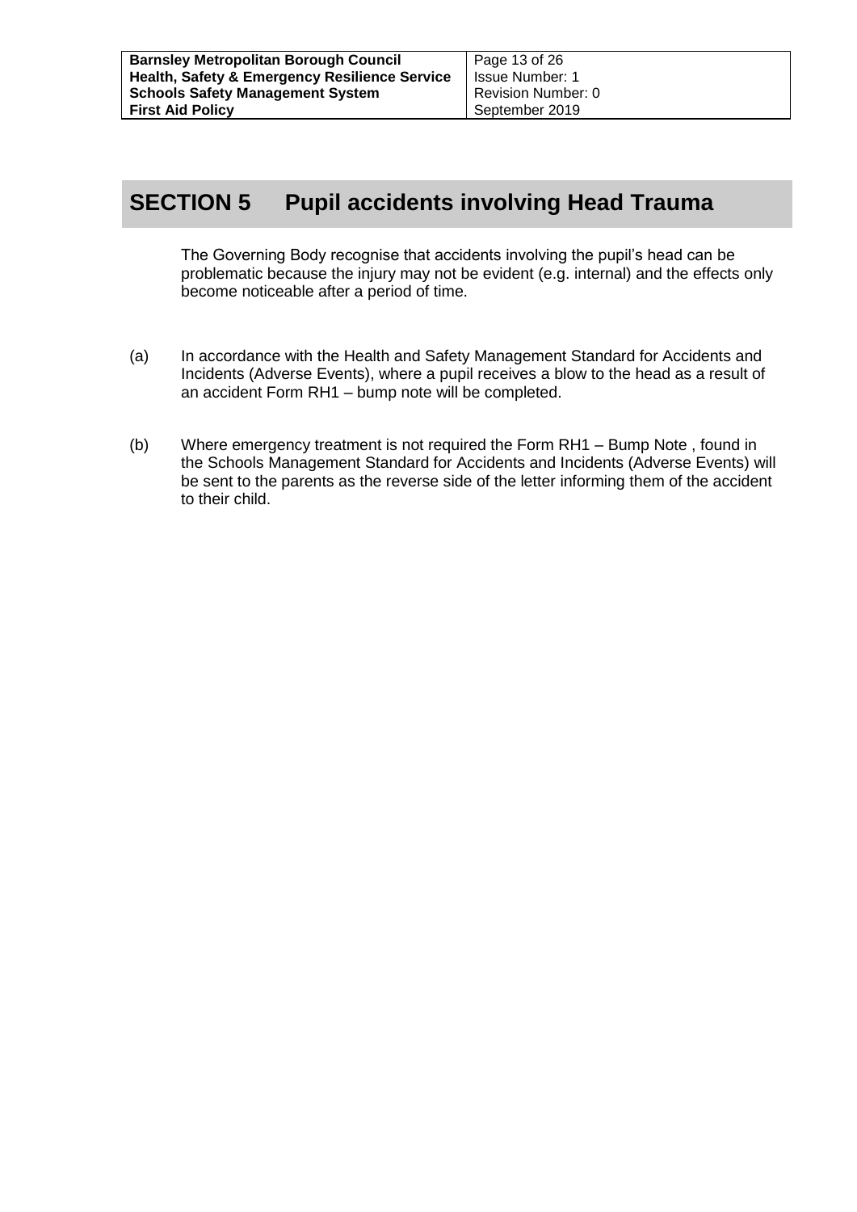# SECTION 5 Pupil accidents involving Head Trauma

The Governing Body recognise that accidents involving the pupil's head can be problematic because the injury may not be evident (e.g. internal) and the effects only become noticeable after a period of time.

(a) In accordance with the Health and Safety Management Standard for Accidents and Incidents (Adverse Events), where a pupil receives a blow to the head as a result of an accident Form RH1 – bump note will be completed.

(b) Where emergency treatment is not required the Form RH1 – Bump Note , found in the Schools Management Standard for Accidents and Incidents (Adverse Events) will be sent to the parents as the reverse side of the letter informing them of the accident to their child.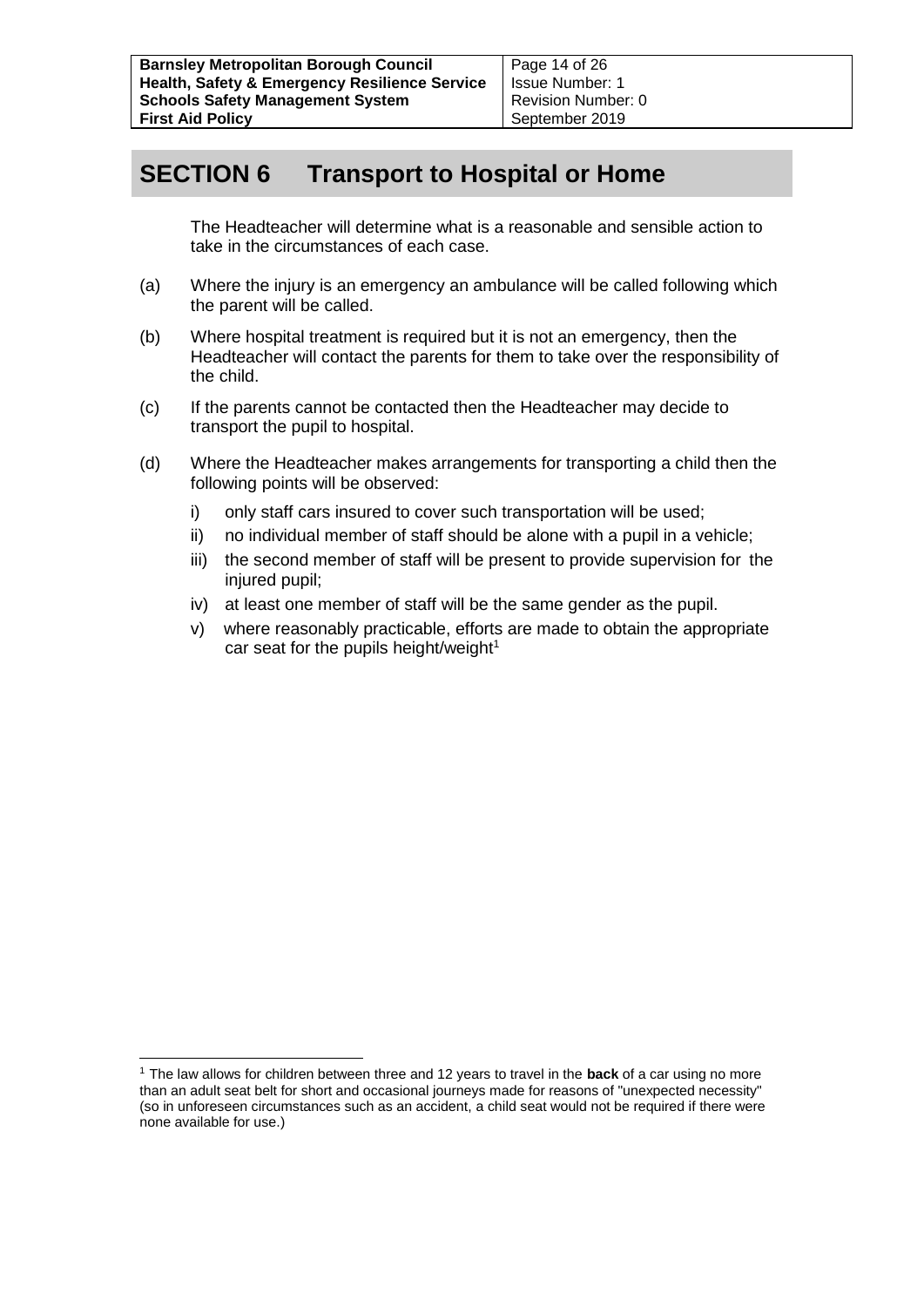## SECTION 6 Transport to Hospital or Home

The Headteacher will determine what is a reasonable and sensible action to take in the circumstances of each case.

(a) Where the injury is an emergency an ambulance will be called following which the parent will be called.

(b) Where hospital treatment is required but it is not an emergency, then the Headteacher will contact the parents for them to take over the responsibility of the child.

(c) If the parents cannot be contacted then the Headteacher may decide to transport the pupil to hospital.

(d) Where the Headteacher makes arrangements for transporting a child then the following points will be observed:

- i) only staff cars insured to cover such transportation will be used;
- ii) no individual member of staff should be alone with a pupil in a vehicle;
- iii) the second member of staff will be present to provide supervision for the injured pupil;
- iv) at least one member of staff will be the same gender as the pupil.
- v) where reasonably practicable, efforts are made to obtain the appropriate car seat for the pupils height/weight[1]

---

[1] The law allows for children between three and 12 years to travel in the **back** of a car using no more than an adult seat belt for short and occasional journeys made for reasons of "unexpected necessity" (so in unforeseen circumstances such as an accident, a child seat would not be required if there were none available for use.)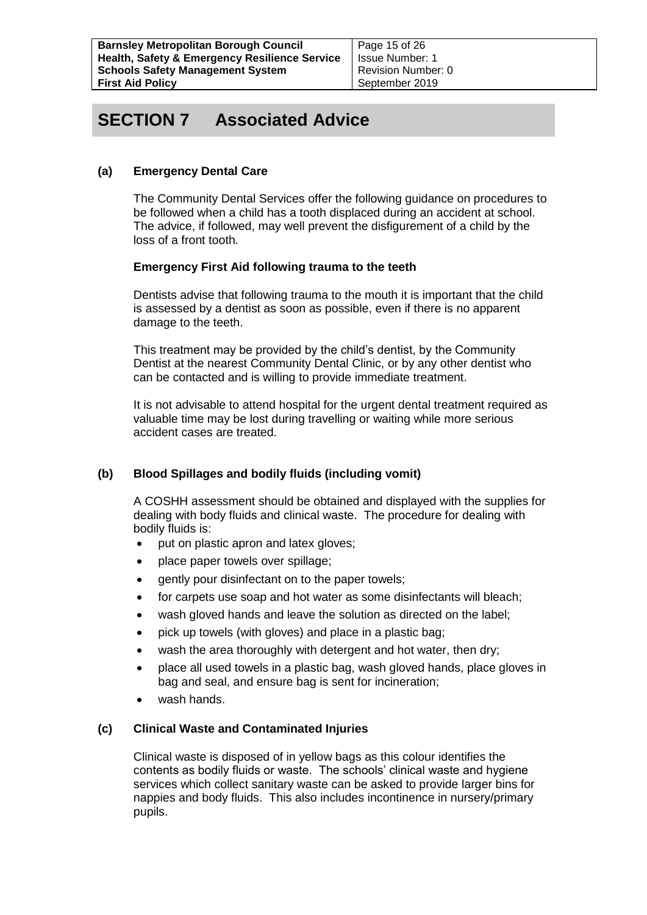# SECTION 7 Associated Advice

## (a) Emergency Dental Care

The Community Dental Services offer the following guidance on procedures to be followed when a child has a tooth displaced during an accident at school. The advice, if followed, may well prevent the disfigurement of a child by the loss of a front tooth.

### Emergency First Aid following trauma to the teeth

Dentists advise that following trauma to the mouth it is important that the child is assessed by a dentist as soon as possible, even if there is no apparent damage to the teeth.

This treatment may be provided by the child's dentist, by the Community Dentist at the nearest Community Dental Clinic, or by any other dentist who can be contacted and is willing to provide immediate treatment.

It is not advisable to attend hospital for the urgent dental treatment required as valuable time may be lost during travelling or waiting while more serious accident cases are treated.

## (b) Blood Spillages and bodily fluids (including vomit)

A COSHH assessment should be obtained and displayed with the supplies for dealing with body fluids and clinical waste. The procedure for dealing with bodily fluids is:

- put on plastic apron and latex gloves;
- place paper towels over spillage;
- gently pour disinfectant on to the paper towels;
- for carpets use soap and hot water as some disinfectants will bleach;
- wash gloved hands and leave the solution as directed on the label;
- pick up towels (with gloves) and place in a plastic bag;
- wash the area thoroughly with detergent and hot water, then dry;
- place all used towels in a plastic bag, wash gloved hands, place gloves in bag and seal, and ensure bag is sent for incineration;
- wash hands.

## (c) Clinical Waste and Contaminated Injuries

Clinical waste is disposed of in yellow bags as this colour identifies the contents as bodily fluids or waste. The schools' clinical waste and hygiene services which collect sanitary waste can be asked to provide larger bins for nappies and body fluids. This also includes incontinence in nursery/primary pupils.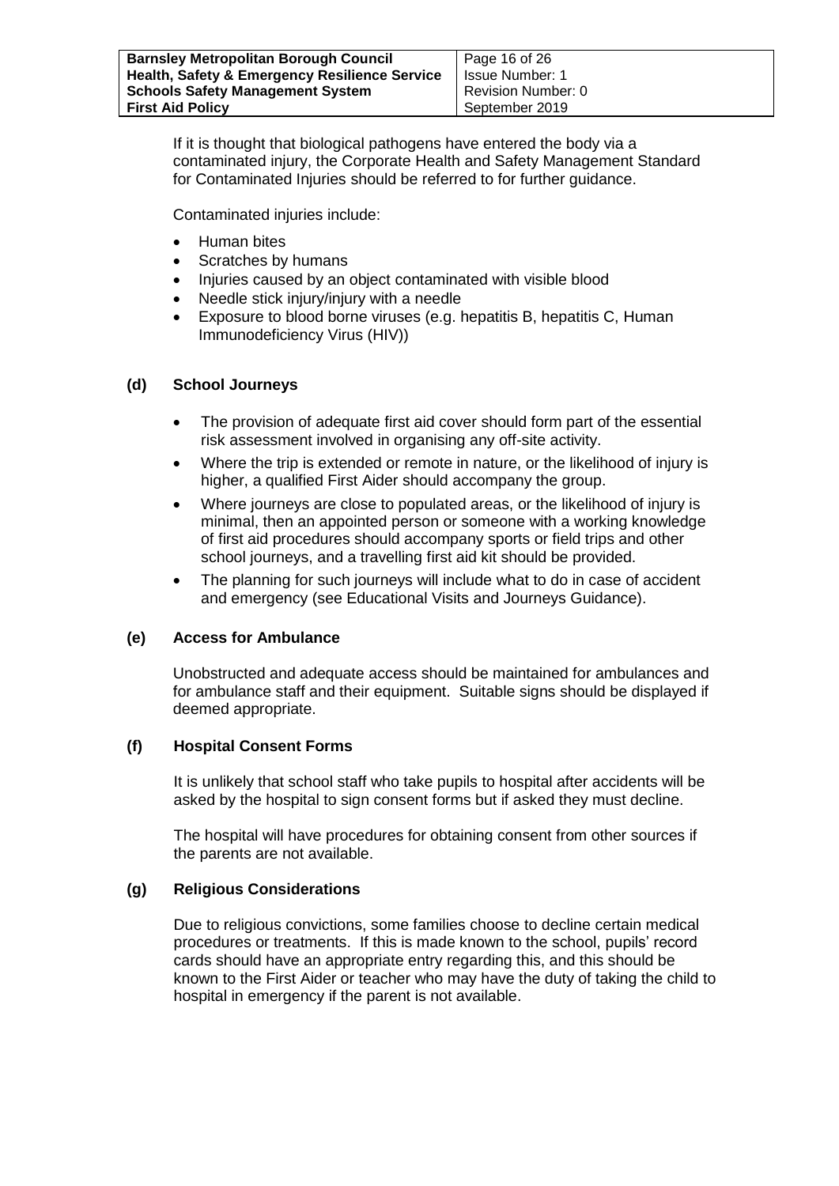If it is thought that biological pathogens have entered the body via a contaminated injury, the Corporate Health and Safety Management Standard for Contaminated Injuries should be referred to for further guidance.

Contaminated injuries include:

- Human bites
- Scratches by humans
- Injuries caused by an object contaminated with visible blood
- Needle stick injury/injury with a needle
- Exposure to blood borne viruses (e.g. hepatitis B, hepatitis C, Human Immunodeficiency Virus (HIV))

### (d) School Journeys

- The provision of adequate first aid cover should form part of the essential risk assessment involved in organising any off-site activity.
- Where the trip is extended or remote in nature, or the likelihood of injury is higher, a qualified First Aider should accompany the group.
- Where journeys are close to populated areas, or the likelihood of injury is minimal, then an appointed person or someone with a working knowledge of first aid procedures should accompany sports or field trips and other school journeys, and a travelling first aid kit should be provided.
- The planning for such journeys will include what to do in case of accident and emergency (see Educational Visits and Journeys Guidance).

### (e) Access for Ambulance

Unobstructed and adequate access should be maintained for ambulances and for ambulance staff and their equipment. Suitable signs should be displayed if deemed appropriate.

### (f) Hospital Consent Forms

It is unlikely that school staff who take pupils to hospital after accidents will be asked by the hospital to sign consent forms but if asked they must decline.

The hospital will have procedures for obtaining consent from other sources if the parents are not available.

### (g) Religious Considerations

Due to religious convictions, some families choose to decline certain medical procedures or treatments. If this is made known to the school, pupils' record cards should have an appropriate entry regarding this, and this should be known to the First Aider or teacher who may have the duty of taking the child to hospital in emergency if the parent is not available.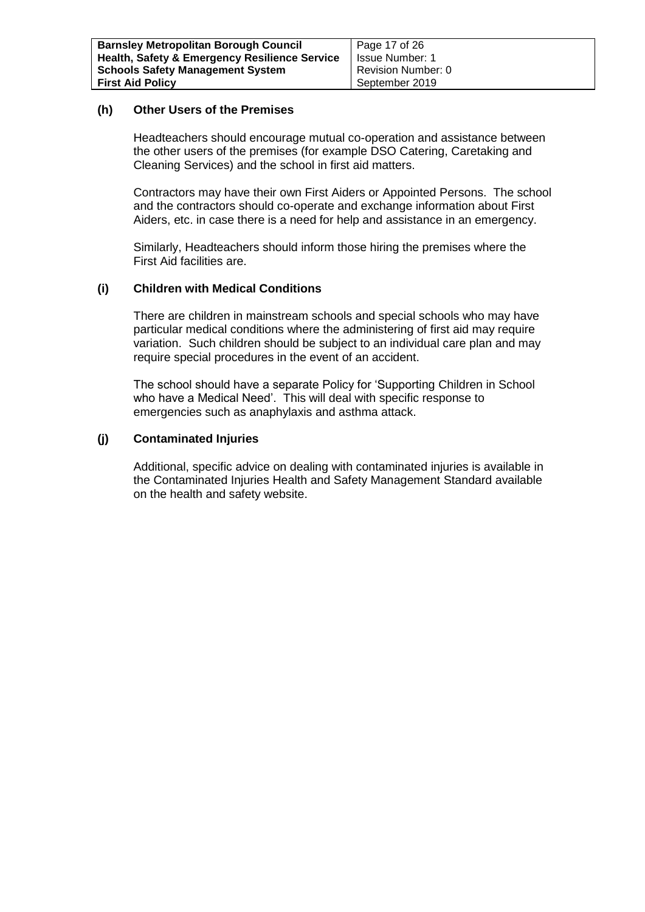### (h) Other Users of the Premises

Headteachers should encourage mutual co-operation and assistance between the other users of the premises (for example DSO Catering, Caretaking and Cleaning Services) and the school in first aid matters.

Contractors may have their own First Aiders or Appointed Persons. The school and the contractors should co-operate and exchange information about First Aiders, etc. in case there is a need for help and assistance in an emergency.

Similarly, Headteachers should inform those hiring the premises where the First Aid facilities are.

### (i) Children with Medical Conditions

There are children in mainstream schools and special schools who may have particular medical conditions where the administering of first aid may require variation. Such children should be subject to an individual care plan and may require special procedures in the event of an accident.

The school should have a separate Policy for 'Supporting Children in School who have a Medical Need'. This will deal with specific response to emergencies such as anaphylaxis and asthma attack.

### (j) Contaminated Injuries

Additional, specific advice on dealing with contaminated injuries is available in the Contaminated Injuries Health and Safety Management Standard available on the health and safety website.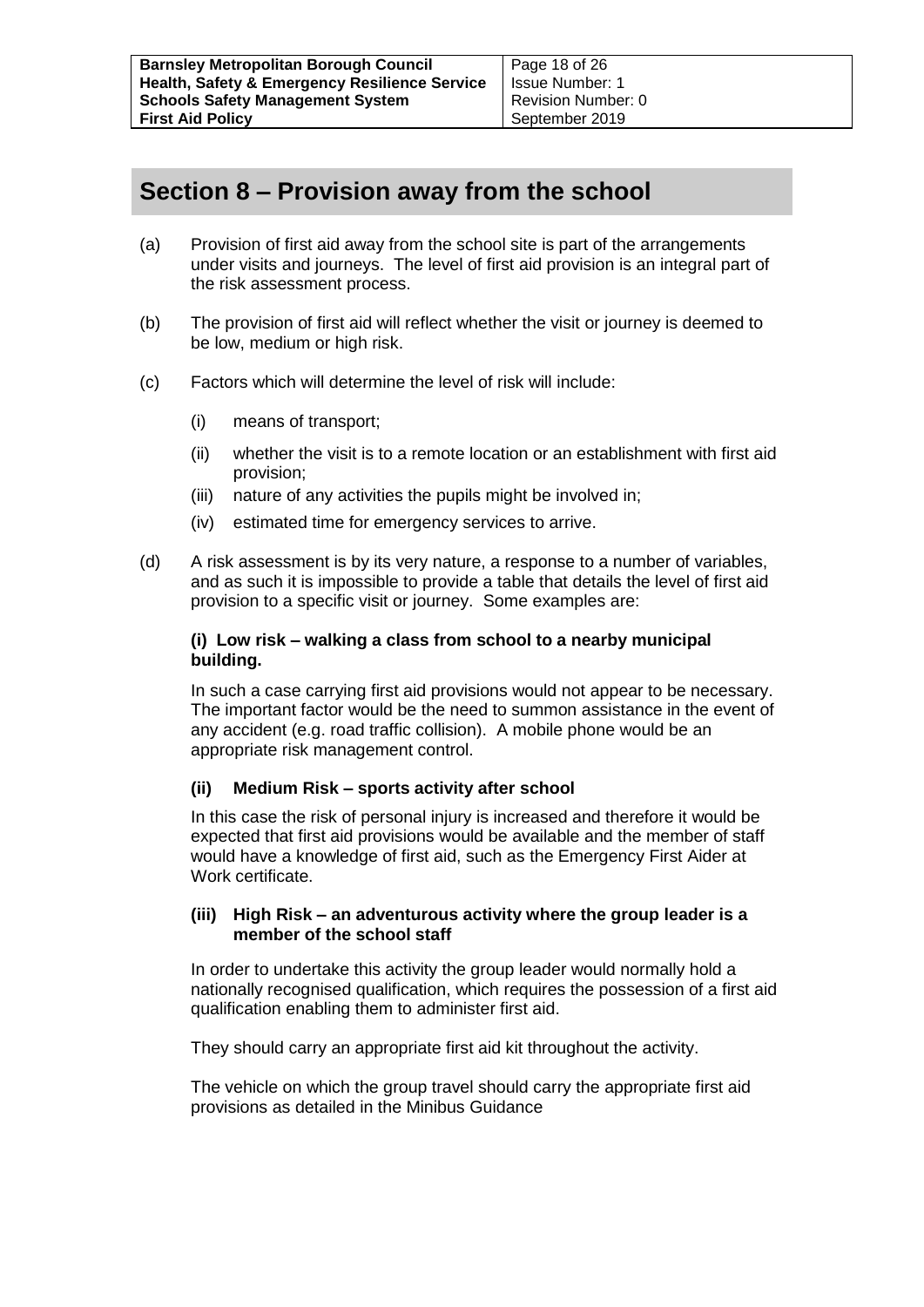## Section 8 – Provision away from the school

(a) Provision of first aid away from the school site is part of the arrangements under visits and journeys. The level of first aid provision is an integral part of the risk assessment process.

(b) The provision of first aid will reflect whether the visit or journey is deemed to be low, medium or high risk.

(c) Factors which will determine the level of risk will include:

  (i) means of transport;

  (ii) whether the visit is to a remote location or an establishment with first aid provision;

  (iii) nature of any activities the pupils might be involved in;

  (iv) estimated time for emergency services to arrive.

(d) A risk assessment is by its very nature, a response to a number of variables, and as such it is impossible to provide a table that details the level of first aid provision to a specific visit or journey. Some examples are:

**(i) Low risk – walking a class from school to a nearby municipal building.**

In such a case carrying first aid provisions would not appear to be necessary. The important factor would be the need to summon assistance in the event of any accident (e.g. road traffic collision). A mobile phone would be an appropriate risk management control.

**(ii) Medium Risk – sports activity after school**

In this case the risk of personal injury is increased and therefore it would be expected that first aid provisions would be available and the member of staff would have a knowledge of first aid, such as the Emergency First Aider at Work certificate.

**(iii) High Risk – an adventurous activity where the group leader is a member of the school staff**

In order to undertake this activity the group leader would normally hold a nationally recognised qualification, which requires the possession of a first aid qualification enabling them to administer first aid.

They should carry an appropriate first aid kit throughout the activity.

The vehicle on which the group travel should carry the appropriate first aid provisions as detailed in the Minibus Guidance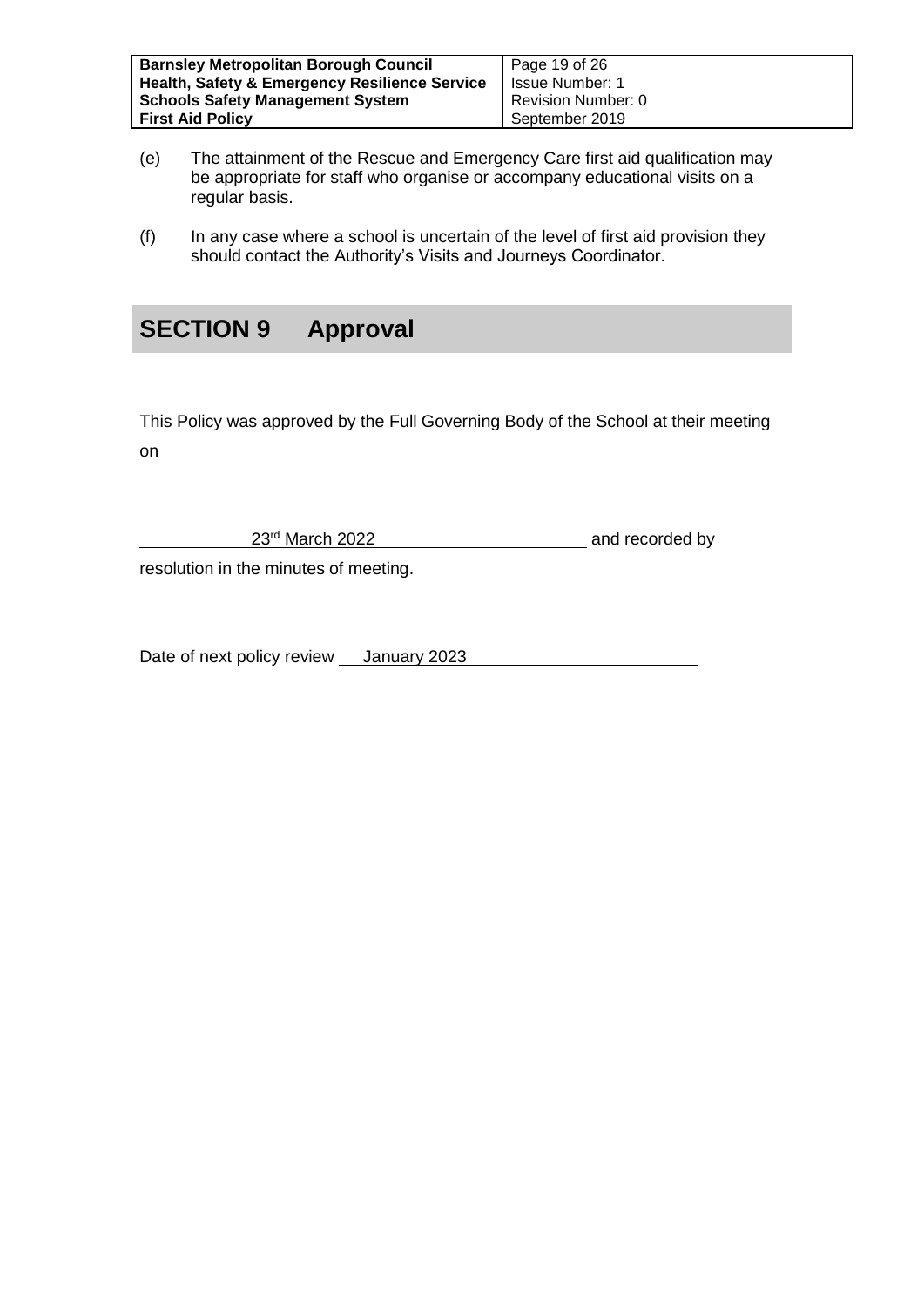(e) The attainment of the Rescue and Emergency Care first aid qualification may be appropriate for staff who organise or accompany educational visits on a regular basis.

(f) In any case where a school is uncertain of the level of first aid provision they should contact the Authority's Visits and Journeys Coordinator.

## SECTION 9 Approval

This Policy was approved by the Full Governing Body of the School at their meeting on

23rd March 2022 and recorded by resolution in the minutes of meeting.

Date of next policy review January 2023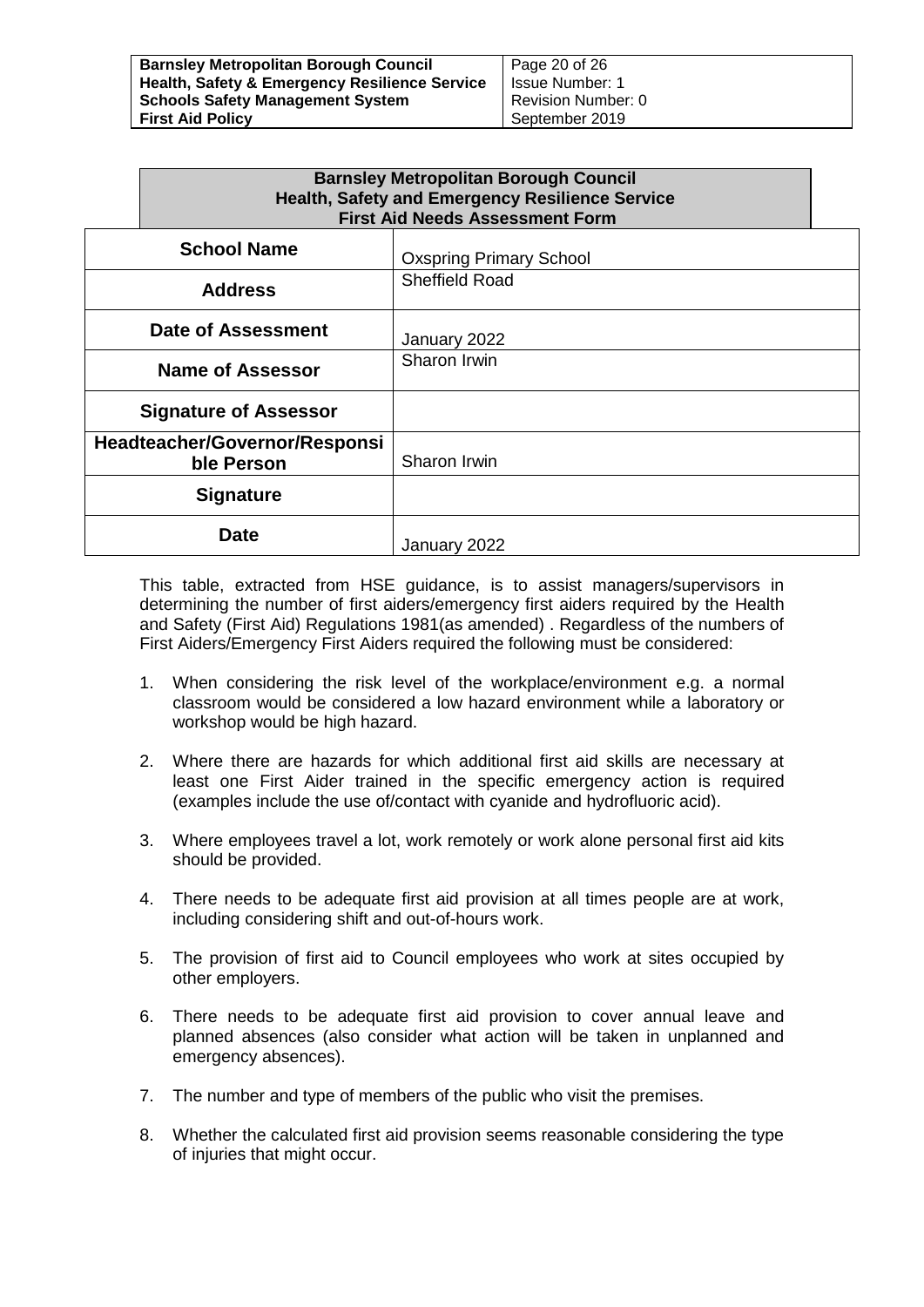**Barnsley Metropolitan Borough Council**
**Health, Safety and Emergency Resilience Service**
**First Aid Needs Assessment Form**

| **School Name** | Oxspring Primary School |
|---|---|
| **Address** | Sheffield Road |
| **Date of Assessment** | January 2022 |
| **Name of Assessor** | Sharon Irwin |
| **Signature of Assessor** | |
| **Headteacher/Governor/Responsible Person** | Sharon Irwin |
| **Signature** | |
| **Date** | January 2022 |

This table, extracted from HSE guidance, is to assist managers/supervisors in determining the number of first aiders/emergency first aiders required by the Health and Safety (First Aid) Regulations 1981(as amended) . Regardless of the numbers of First Aiders/Emergency First Aiders required the following must be considered:

1. When considering the risk level of the workplace/environment e.g. a normal classroom would be considered a low hazard environment while a laboratory or workshop would be high hazard.

2. Where there are hazards for which additional first aid skills are necessary at least one First Aider trained in the specific emergency action is required (examples include the use of/contact with cyanide and hydrofluoric acid).

3. Where employees travel a lot, work remotely or work alone personal first aid kits should be provided.

4. There needs to be adequate first aid provision at all times people are at work, including considering shift and out-of-hours work.

5. The provision of first aid to Council employees who work at sites occupied by other employers.

6. There needs to be adequate first aid provision to cover annual leave and planned absences (also consider what action will be taken in unplanned and emergency absences).

7. The number and type of members of the public who visit the premises.

8. Whether the calculated first aid provision seems reasonable considering the type of injuries that might occur.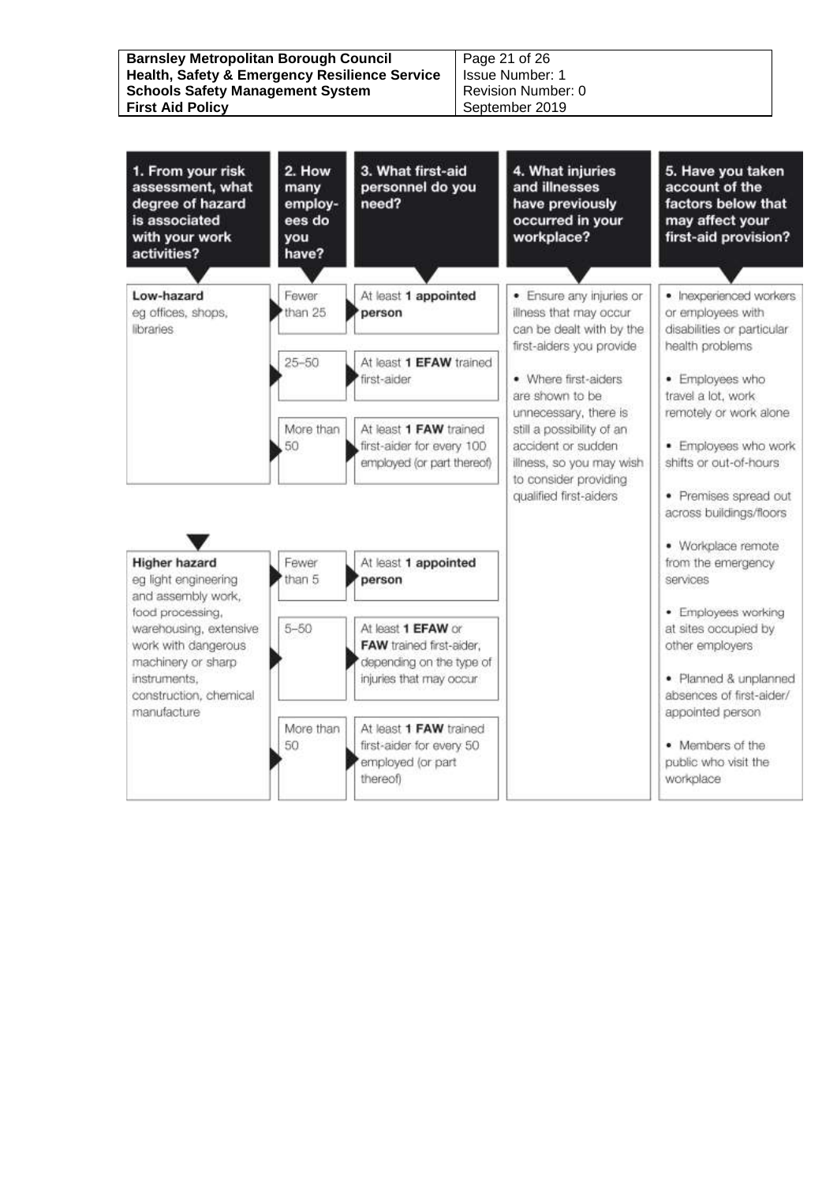| 1. From your risk assessment, what degree of hazard is associated with your work activities? | 2. How many employees do you have? | 3. What first-aid personnel do you need? | 4. What injuries and illnesses have previously occurred in your workplace? | 5. Have you taken account of the factors below that may affect your first-aid provision? |
|---|---|---|---|---|
| **Low-hazard** eg offices, shops, libraries | Fewer than 25 | At least 1 **appointed person** | • Ensure any injuries or illness that may occur can be dealt with by the first-aiders you provide<br><br>• Where first-aiders are shown to be unnecessary, there is still a possibility of an accident or sudden illness, so you may wish to consider providing qualified first-aiders | • Inexperienced workers or employees with disabilities or particular health problems<br><br>• Employees who travel a lot, work remotely or work alone<br><br>• Employees who work shifts or out-of-hours<br><br>• Premises spread out across buildings/floors<br><br>• Workplace remote from the emergency services<br><br>• Employees working at sites occupied by other employers<br><br>• Planned & unplanned absences of first-aider/ appointed person<br><br>• Members of the public who visit the workplace |
| | 25–50 | At least 1 **EFAW** trained first-aider | | |
| | More than 50 | At least 1 **FAW** trained first-aider for every 100 employed (or part thereof) | | |
| **Higher hazard** eg light engineering and assembly work, food processing, warehousing, extensive work with dangerous machinery or sharp instruments, construction, chemical manufacture | Fewer than 5 | At least 1 **appointed person** | | |
| | 5–50 | At least 1 **EFAW** or **FAW** trained first-aider, depending on the type of injuries that may occur | | |
| | More than 50 | At least 1 **FAW** trained first-aider for every 50 employed (or part thereof) | | |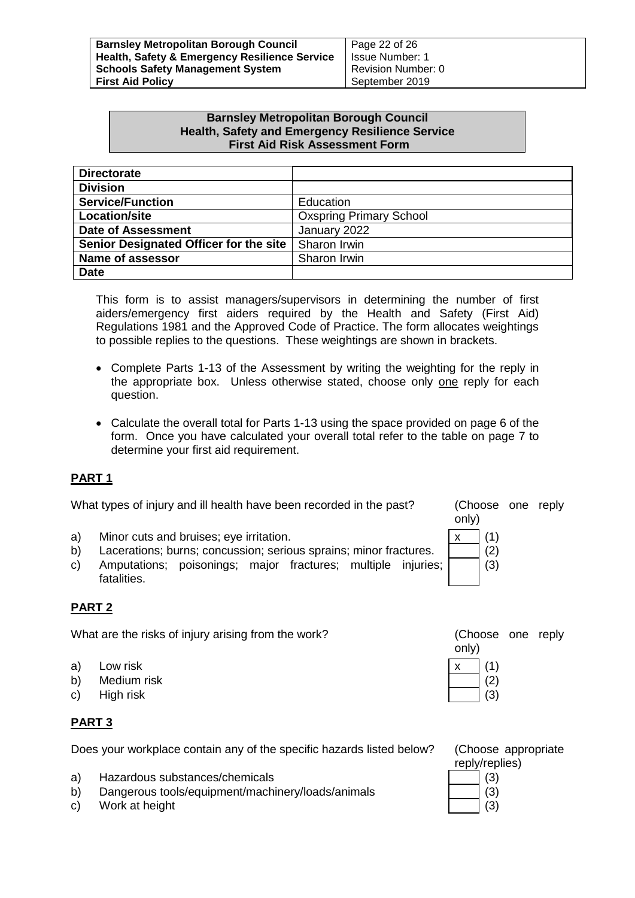**Barnsley Metropolitan Borough Council**
**Health, Safety and Emergency Resilience Service**
**First Aid Risk Assessment Form**

| **Directorate** | |
|---|---|
| **Division** | |
| **Service/Function** | Education |
| **Location/site** | Oxspring Primary School |
| **Date of Assessment** | January 2022 |
| **Senior Designated Officer for the site** | Sharon Irwin |
| **Name of assessor** | Sharon Irwin |
| **Date** | |

This form is to assist managers/supervisors in determining the number of first aiders/emergency first aiders required by the Health and Safety (First Aid) Regulations 1981 and the Approved Code of Practice. The form allocates weightings to possible replies to the questions. These weightings are shown in brackets.

- Complete Parts 1-13 of the Assessment by writing the weighting for the reply in the appropriate box. Unless otherwise stated, choose only <u>one</u> reply for each question.
- Calculate the overall total for Parts 1-13 using the space provided on page 6 of the form. Once you have calculated your overall total refer to the table on page 7 to determine your first aid requirement.

## PART 1

What types of injury and ill health have been recorded in the past? (Choose one reply only)

| | | | |
|---|---|---|---|
| a) | Minor cuts and bruises; eye irritation. | x | (1) |
| b) | Lacerations; burns; concussion; serious sprains; minor fractures. | | (2) |
| c) | Amputations; poisonings; major fractures; multiple injuries; fatalities. | | (3) |

## PART 2

What are the risks of injury arising from the work? (Choose one reply only)

| | | | |
|---|---|---|---|
| a) | Low risk | x | (1) |
| b) | Medium risk | | (2) |
| c) | High risk | | (3) |

## PART 3

Does your workplace contain any of the specific hazards listed below? (Choose appropriate reply/replies)

| | | | |
|---|---|---|---|
| a) | Hazardous substances/chemicals | | (3) |
| b) | Dangerous tools/equipment/machinery/loads/animals | | (3) |
| c) | Work at height | | (3) |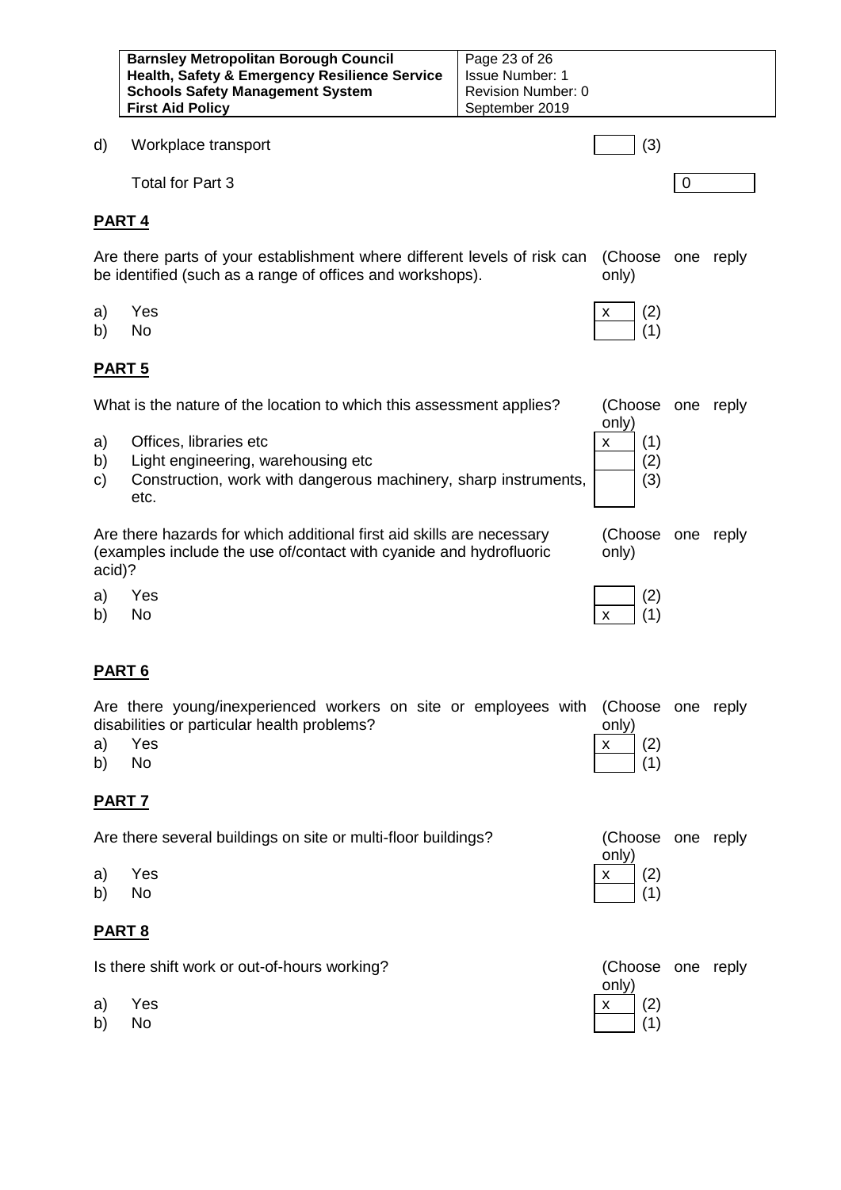d) Workplace transport [ ] (3)

Total for Part 3 [0]

## PART 4

Are there parts of your establishment where different levels of risk can be identified (such as a range of offices and workshops). (Choose one reply only)

a) Yes [x] (2)
b) No [ ] (1)

## PART 5

What is the nature of the location to which this assessment applies? (Choose one reply only)

a) Offices, libraries etc [x] (1)
b) Light engineering, warehousing etc [ ] (2)
c) Construction, work with dangerous machinery, sharp instruments, etc. [ ] (3)

Are there hazards for which additional first aid skills are necessary (examples include the use of/contact with cyanide and hydrofluoric acid)? (Choose one reply only)

a) Yes [ ] (2)
b) No [x] (1)

## PART 6

Are there young/inexperienced workers on site or employees with disabilities or particular health problems? (Choose one reply only)

a) Yes [x] (2)
b) No [ ] (1)

## PART 7

Are there several buildings on site or multi-floor buildings? (Choose one reply only)

a) Yes [x] (2)
b) No [ ] (1)

## PART 8

Is there shift work or out-of-hours working? (Choose one reply only)

a) Yes [x] (2)
b) No [ ] (1)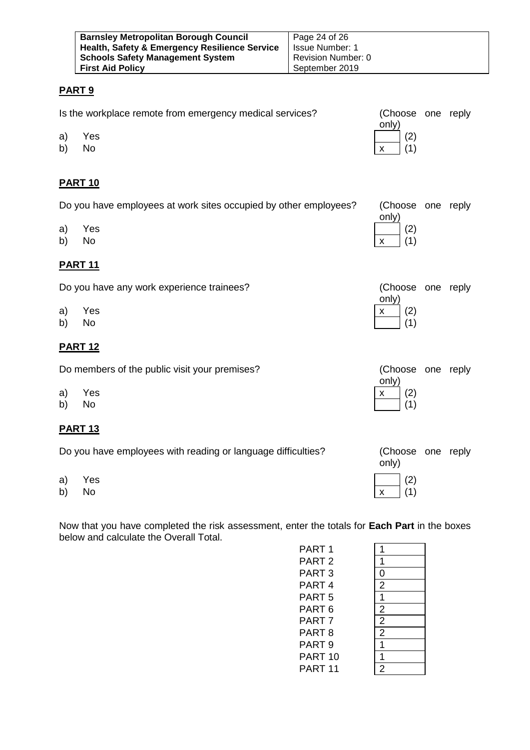## PART 9

Is the workplace remote from emergency medical services? (Choose one reply only)

a) Yes [ ] (2)
b) No [x] (1)

## PART 10

Do you have employees at work sites occupied by other employees? (Choose one reply only)

a) Yes [ ] (2)
b) No [x] (1)

## PART 11

Do you have any work experience trainees? (Choose one reply only)

a) Yes [x] (2)
b) No [ ] (1)

## PART 12

Do members of the public visit your premises? (Choose one reply only)

a) Yes [x] (2)
b) No [ ] (1)

## PART 13

Do you have employees with reading or language difficulties? (Choose one reply only)

a) Yes [ ] (2)
b) No [x] (1)

Now that you have completed the risk assessment, enter the totals for **Each Part** in the boxes below and calculate the Overall Total.

| Part | Total |
|---|---|
| PART 1 | 1 |
| PART 2 | 1 |
| PART 3 | 0 |
| PART 4 | 2 |
| PART 5 | 1 |
| PART 6 | 2 |
| PART 7 | 2 |
| PART 8 | 2 |
| PART 9 | 1 |
| PART 10 | 1 |
| PART 11 | 2 |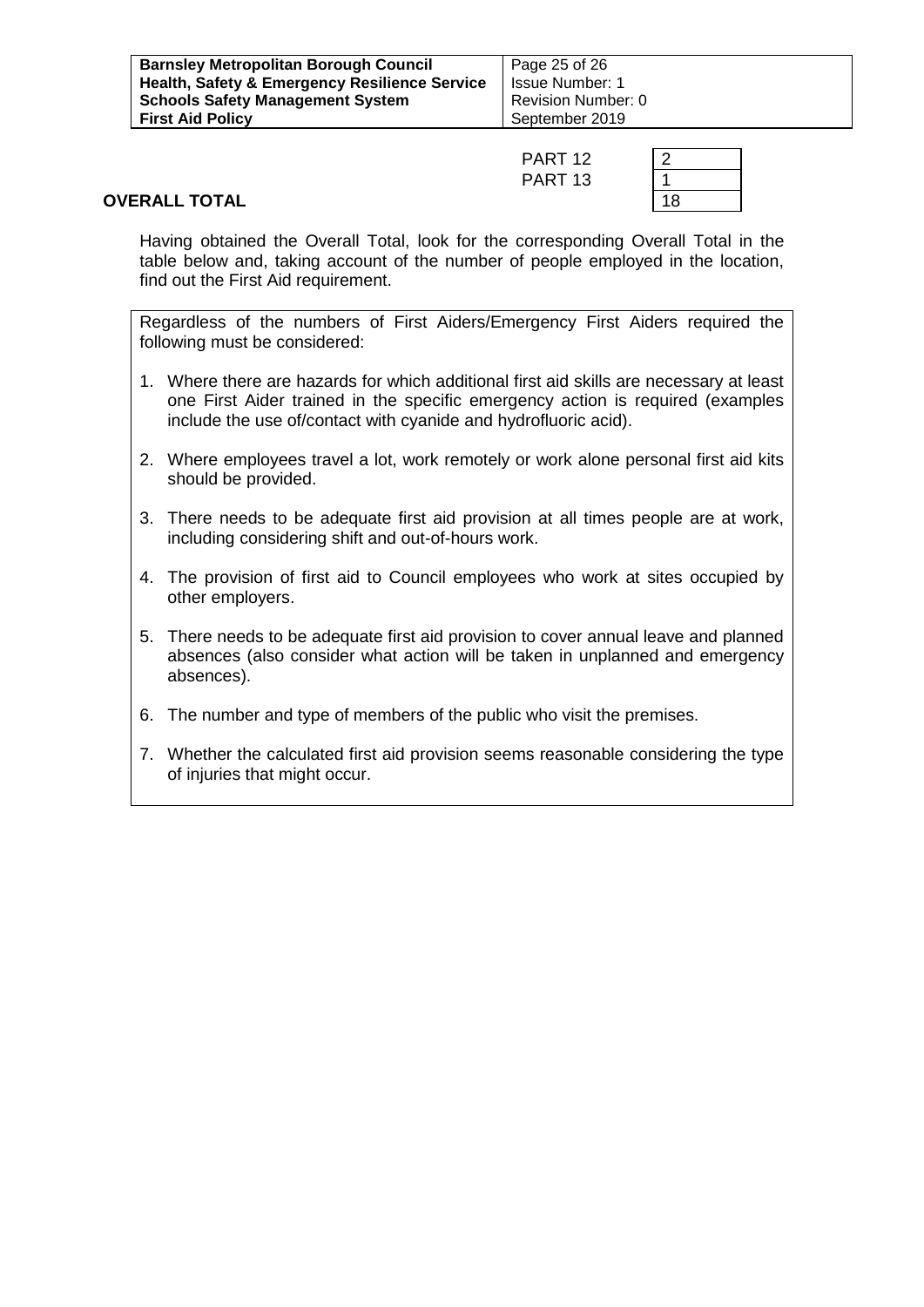| | |
|---|---|
| PART 12 | 2 |
| PART 13 | 1 |
| **OVERALL TOTAL** | 18 |

Having obtained the Overall Total, look for the corresponding Overall Total in the table below and, taking account of the number of people employed in the location, find out the First Aid requirement.

Regardless of the numbers of First Aiders/Emergency First Aiders required the following must be considered:

1. Where there are hazards for which additional first aid skills are necessary at least one First Aider trained in the specific emergency action is required (examples include the use of/contact with cyanide and hydrofluoric acid).
2. Where employees travel a lot, work remotely or work alone personal first aid kits should be provided.
3. There needs to be adequate first aid provision at all times people are at work, including considering shift and out-of-hours work.
4. The provision of first aid to Council employees who work at sites occupied by other employers.
5. There needs to be adequate first aid provision to cover annual leave and planned absences (also consider what action will be taken in unplanned and emergency absences).
6. The number and type of members of the public who visit the premises.
7. Whether the calculated first aid provision seems reasonable considering the type of injuries that might occur.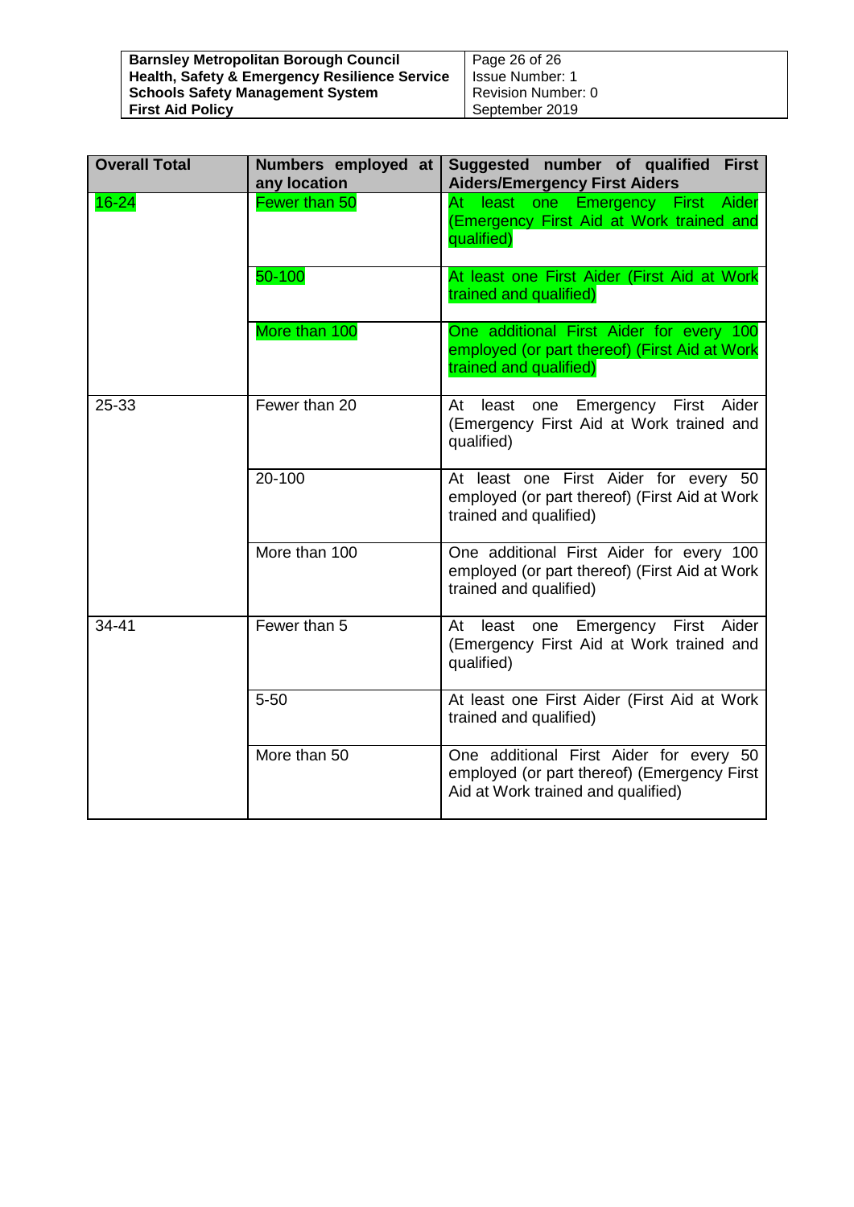| Overall Total | Numbers employed at any location | Suggested number of qualified First Aiders/Emergency First Aiders |
|---|---|---|
| 16-24 | Fewer than 50 | At least one Emergency First Aider (Emergency First Aid at Work trained and qualified) |
| | 50-100 | At least one First Aider (First Aid at Work trained and qualified) |
| | More than 100 | One additional First Aider for every 100 employed (or part thereof) (First Aid at Work trained and qualified) |
| 25-33 | Fewer than 20 | At least one Emergency First Aider (Emergency First Aid at Work trained and qualified) |
| | 20-100 | At least one First Aider for every 50 employed (or part thereof) (First Aid at Work trained and qualified) |
| | More than 100 | One additional First Aider for every 100 employed (or part thereof) (First Aid at Work trained and qualified) |
| 34-41 | Fewer than 5 | At least one Emergency First Aider (Emergency First Aid at Work trained and qualified) |
| | 5-50 | At least one First Aider (First Aid at Work trained and qualified) |
| | More than 50 | One additional First Aider for every 50 employed (or part thereof) (Emergency First Aid at Work trained and qualified) |